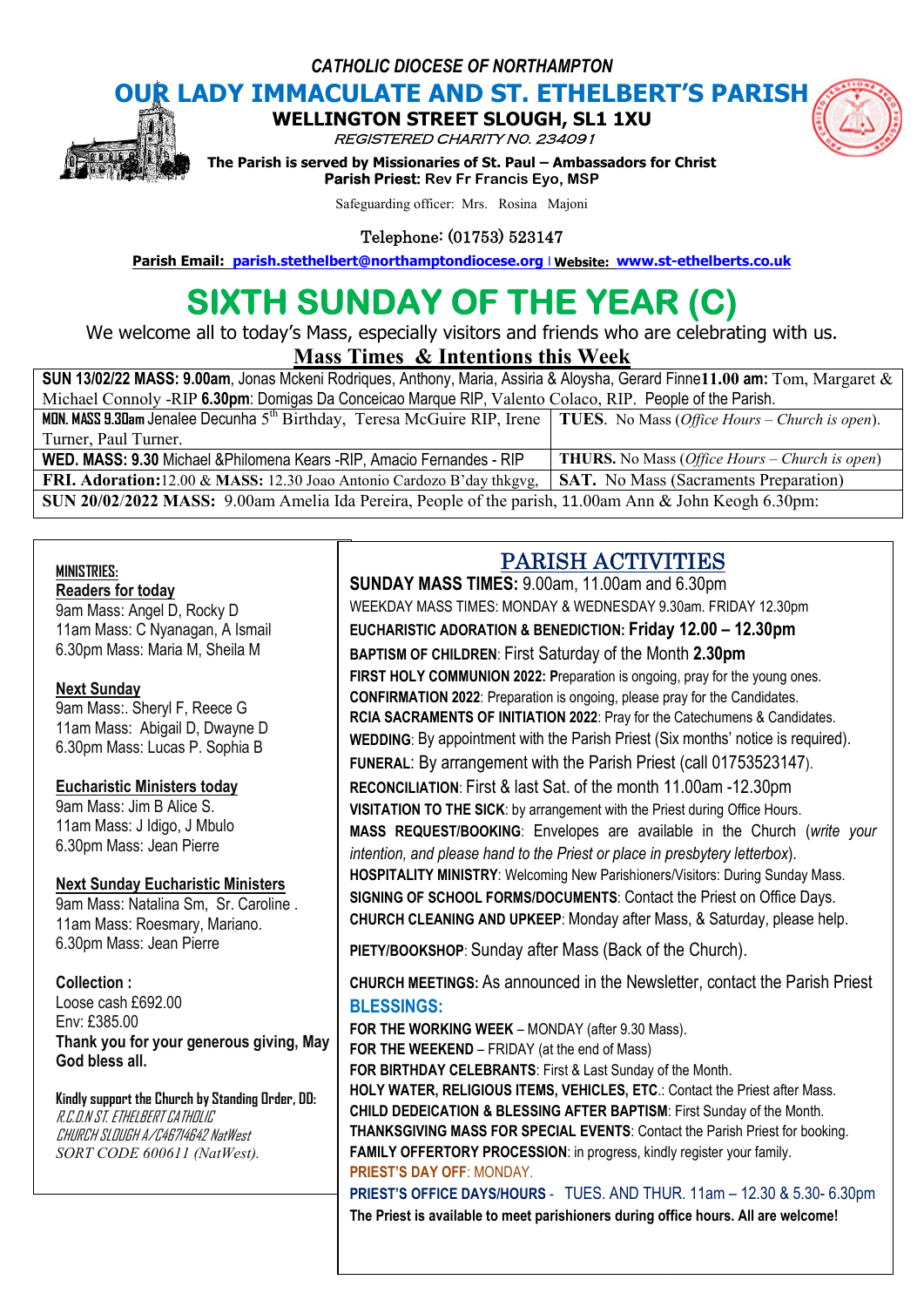*CATHOLIC DIOCESE OF NORTHAMPTON*

# OUR LADY IMMACULATE AND ST. ETHELBERT'S PARISH

**WELLINGTON STREET SLOUGH, SL1 1XU**

*REGISTERED CHARITY NO. 234091*

**The Parish is served by Missionaries of St. Paul – Ambassadors for Christ**

**Parish Priest:** Rev Fr Francis Eyo, MSP

Safeguarding officer: Mrs. Rosina Majoni

Telephone: (01753) 523147

**Parish Email: parish.stethelbert@northamptondiocese.org | Website: www.st-ethelberts.co.uk**

# SIXTH SUNDAY OF THE YEAR (C)

We welcome all to today's Mass, especially visitors and friends who are celebrating with us.

## Mass Times & Intentions this Week

| | |
|---|---|
| **SUN 13/02/22 MASS: 9.00am**, Jonas Mckeni Rodriques, Anthony, Maria, Assiria & Aloysha, Gerard Finne **11.00 am:** Tom, Margaret & Michael Connoly -RIP **6.30pm**: Domigas Da Conceicao Marque RIP, Valento Colaco, RIP. People of the Parish. | |
| **MON. MASS 9.30am** Jenalee Decunha 5th Birthday, Teresa McGuire RIP, Irene Turner, Paul Turner. | **TUES.** No Mass (*Office Hours – Church is open*). |
| **WED. MASS: 9.30** Michael &Philomena Kears -RIP, Amacio Fernandes - RIP | **THURS.** No Mass (*Office Hours – Church is open*) |
| **FRI. Adoration:** 12.00 & **MASS:** 12.30 Joao Antonio Cardozo B'day thkgvg, | **SAT.** No Mass (Sacraments Preparation) |
| **SUN 20/02/2022 MASS:** 9.00am Amelia Ida Pereira, People of the parish, 11.00am Ann & John Keogh 6.30pm: | |

**MINISTRIES:**

**Readers for today**
9am Mass: Angel D, Rocky D
11am Mass: C Nyanagan, A Ismail
6.30pm Mass: Maria M, Sheila M

**Next Sunday**
9am Mass:. Sheryl F, Reece G
11am Mass: Abigail D, Dwayne D
6.30pm Mass: Lucas P. Sophia B

**Eucharistic Ministers today**
9am Mass: Jim B Alice S.
11am Mass: J Idigo, J Mbulo
6.30pm Mass: Jean Pierre

**Next Sunday Eucharistic Ministers**
9am Mass: Natalina Sm, Sr. Caroline .
11am Mass: Roesmary, Mariano.
6.30pm Mass: Jean Pierre

**Collection :**
Loose cash £692.00
Env: £385.00
**Thank you for your generous giving, May God bless all.**

**Kindly support the Church by Standing Order, DD:**
*R.C.D.N ST. ETHELBERT CATHOLIC CHURCH SLOUGH A/C46714642 NatWest SORT CODE 600611 (NatWest).*

## PARISH ACTIVITIES

**SUNDAY MASS TIMES:** 9.00am, 11.00am and 6.30pm
WEEKDAY MASS TIMES: MONDAY & WEDNESDAY 9.30am. FRIDAY 12.30pm
**EUCHARISTIC ADORATION & BENEDICTION: Friday 12.00 – 12.30pm**
**BAPTISM OF CHILDREN**: First Saturday of the Month **2.30pm**
**FIRST HOLY COMMUNION 2022: P**reparation is ongoing, pray for the young ones.
**CONFIRMATION 2022**: Preparation is ongoing, please pray for the Candidates.
**RCIA SACRAMENTS OF INITIATION 2022**: Pray for the Catechumens & Candidates.
**WEDDING**: By appointment with the Parish Priest (Six months' notice is required).
**FUNERAL**: By arrangement with the Parish Priest (call 01753523147).
**RECONCILIATION**: First & last Sat. of the month 11.00am -12.30pm
**VISITATION TO THE SICK**: by arrangement with the Priest during Office Hours.
**MASS REQUEST/BOOKING**: Envelopes are available in the Church (*write your intention, and please hand to the Priest or place in presbytery letterbox*).
**HOSPITALITY MINISTRY**: Welcoming New Parishioners/Visitors: During Sunday Mass.
**SIGNING OF SCHOOL FORMS/DOCUMENTS**: Contact the Priest on Office Days.
**CHURCH CLEANING AND UPKEEP**: Monday after Mass, & Saturday, please help.

**PIETY/BOOKSHOP**: Sunday after Mass (Back of the Church).

**CHURCH MEETINGS:** As announced in the Newsletter, contact the Parish Priest

**BLESSINGS:**
**FOR THE WORKING WEEK** – MONDAY (after 9.30 Mass).
**FOR THE WEEKEND** – FRIDAY (at the end of Mass)
**FOR BIRTHDAY CELEBRANTS**: First & Last Sunday of the Month.
**HOLY WATER, RELIGIOUS ITEMS, VEHICLES, ETC**.: Contact the Priest after Mass.
**CHILD DEDEICATION & BLESSING AFTER BAPTISM**: First Sunday of the Month.
**THANKSGIVING MASS FOR SPECIAL EVENTS**: Contact the Parish Priest for booking.
**FAMILY OFFERTORY PROCESSION**: in progress, kindly register your family.
**PRIEST'S DAY OFF**: MONDAY.
**PRIEST'S OFFICE DAYS/HOURS** - TUES. AND THUR. 11am – 12.30 & 5.30- 6.30pm
**The Priest is available to meet parishioners during office hours. All are welcome!**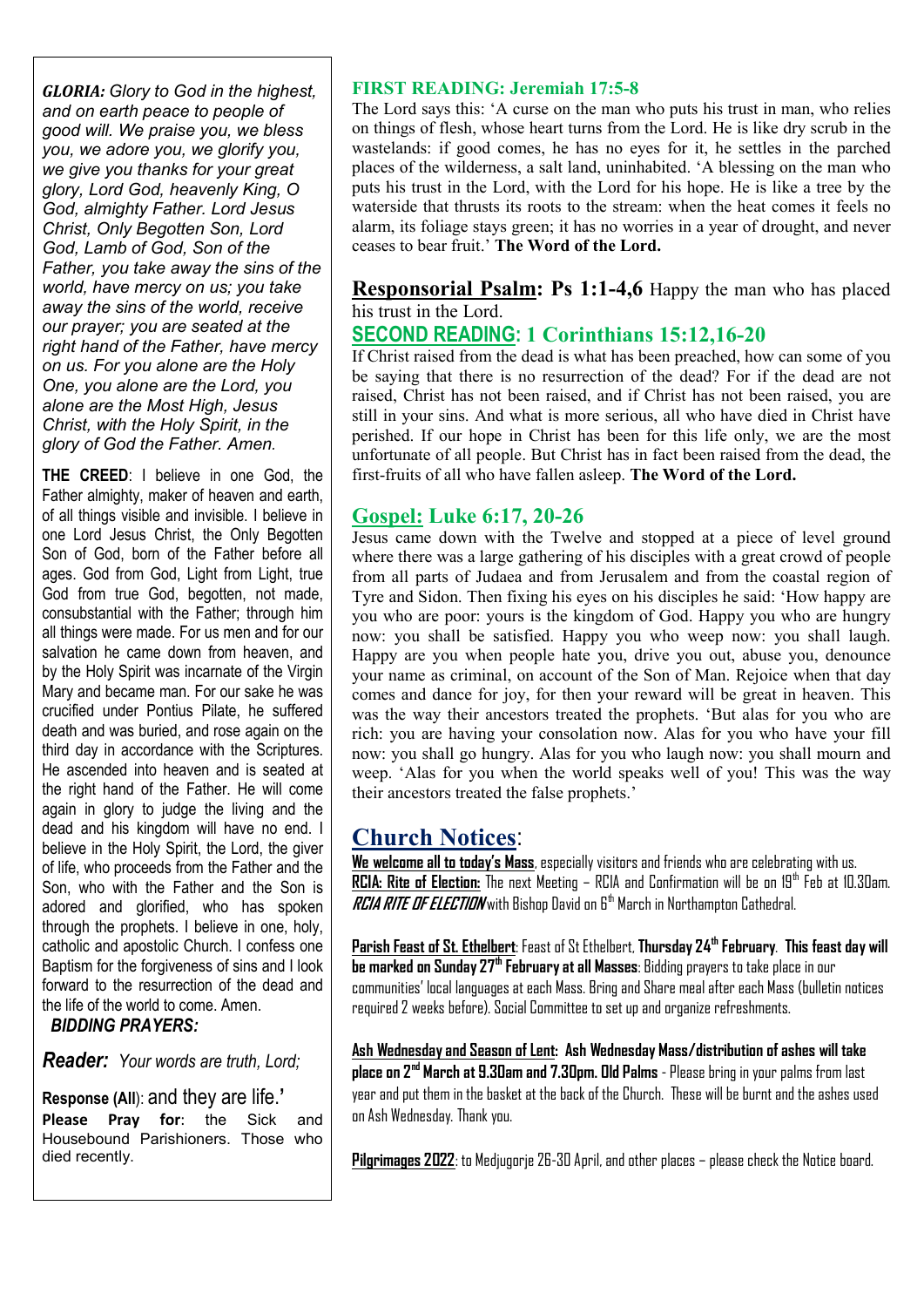***GLORIA:*** *Glory to God in the highest, and on earth peace to people of good will. We praise you, we bless you, we adore you, we glorify you, we give you thanks for your great glory, Lord God, heavenly King, O God, almighty Father. Lord Jesus Christ, Only Begotten Son, Lord God, Lamb of God, Son of the Father, you take away the sins of the world, have mercy on us; you take away the sins of the world, receive our prayer; you are seated at the right hand of the Father, have mercy on us. For you alone are the Holy One, you alone are the Lord, you alone are the Most High, Jesus Christ, with the Holy Spirit, in the glory of God the Father. Amen.*

**THE CREED**: I believe in one God, the Father almighty, maker of heaven and earth, of all things visible and invisible. I believe in one Lord Jesus Christ, the Only Begotten Son of God, born of the Father before all ages. God from God, Light from Light, true God from true God, begotten, not made, consubstantial with the Father; through him all things were made. For us men and for our salvation he came down from heaven, and by the Holy Spirit was incarnate of the Virgin Mary and became man. For our sake he was crucified under Pontius Pilate, he suffered death and was buried, and rose again on the third day in accordance with the Scriptures. He ascended into heaven and is seated at the right hand of the Father. He will come again in glory to judge the living and the dead and his kingdom will have no end. I believe in the Holy Spirit, the Lord, the giver of life, who proceeds from the Father and the Son, who with the Father and the Son is adored and glorified, who has spoken through the prophets. I believe in one, holy, catholic and apostolic Church. I confess one Baptism for the forgiveness of sins and I look forward to the resurrection of the dead and the life of the world to come. Amen.

***BIDDING PRAYERS:***

***Reader:*** *Your words are truth, Lord;*

**Response (All)**: and they are life.'

**Please Pray for**: the Sick and Housebound Parishioners. Those who died recently.

## FIRST READING: Jeremiah 17:5-8

The Lord says this: 'A curse on the man who puts his trust in man, who relies on things of flesh, whose heart turns from the Lord. He is like dry scrub in the wastelands: if good comes, he has no eyes for it, he settles in the parched places of the wilderness, a salt land, uninhabited. 'A blessing on the man who puts his trust in the Lord, with the Lord for his hope. He is like a tree by the waterside that thrusts its roots to the stream: when the heat comes it feels no alarm, its foliage stays green; it has no worries in a year of drought, and never ceases to bear fruit.' **The Word of the Lord.**

**Responsorial Psalm: Ps 1:1-4,6** Happy the man who has placed his trust in the Lord.

## SECOND READING: 1 Corinthians 15:12,16-20

If Christ raised from the dead is what has been preached, how can some of you be saying that there is no resurrection of the dead? For if the dead are not raised, Christ has not been raised, and if Christ has not been raised, you are still in your sins. And what is more serious, all who have died in Christ have perished. If our hope in Christ has been for this life only, we are the most unfortunate of all people. But Christ has in fact been raised from the dead, the first-fruits of all who have fallen asleep. **The Word of the Lord.**

## Gospel: Luke 6:17, 20-26

Jesus came down with the Twelve and stopped at a piece of level ground where there was a large gathering of his disciples with a great crowd of people from all parts of Judaea and from Jerusalem and from the coastal region of Tyre and Sidon. Then fixing his eyes on his disciples he said: 'How happy are you who are poor: yours is the kingdom of God. Happy you who are hungry now: you shall be satisfied. Happy you who weep now: you shall laugh. Happy are you when people hate you, drive you out, abuse you, denounce your name as criminal, on account of the Son of Man. Rejoice when that day comes and dance for joy, for then your reward will be great in heaven. This was the way their ancestors treated the prophets. 'But alas for you who are rich: you are having your consolation now. Alas for you who have your fill now: you shall go hungry. Alas for you who laugh now: you shall mourn and weep. 'Alas for you when the world speaks well of you! This was the way their ancestors treated the false prophets.'

# Church Notices:

**We welcome all to today's Mass**, especially visitors and friends who are celebrating with us.
**RCIA: Rite of Election:** The next Meeting – RCIA and Confirmation will be on 19th Feb at 10.30am. ***RCIA RITE OF ELECTION*** with Bishop David on 6th March in Northampton Cathedral.

**Parish Feast of St. Ethelbert**: Feast of St Ethelbert, **Thursday 24th February**. **This feast day will be marked on Sunday 27th February at all Masses**: Bidding prayers to take place in our communities' local languages at each Mass. Bring and Share meal after each Mass (bulletin notices required 2 weeks before). Social Committee to set up and organize refreshments.

**Ash Wednesday and Season of Lent: Ash Wednesday Mass/distribution of ashes will take place on 2nd March at 9.30am and 7.30pm. Old Palms** - Please bring in your palms from last year and put them in the basket at the back of the Church. These will be burnt and the ashes used on Ash Wednesday. Thank you.

**Pilgrimages 2022**: to Medjugorje 26-30 April, and other places – please check the Notice board.